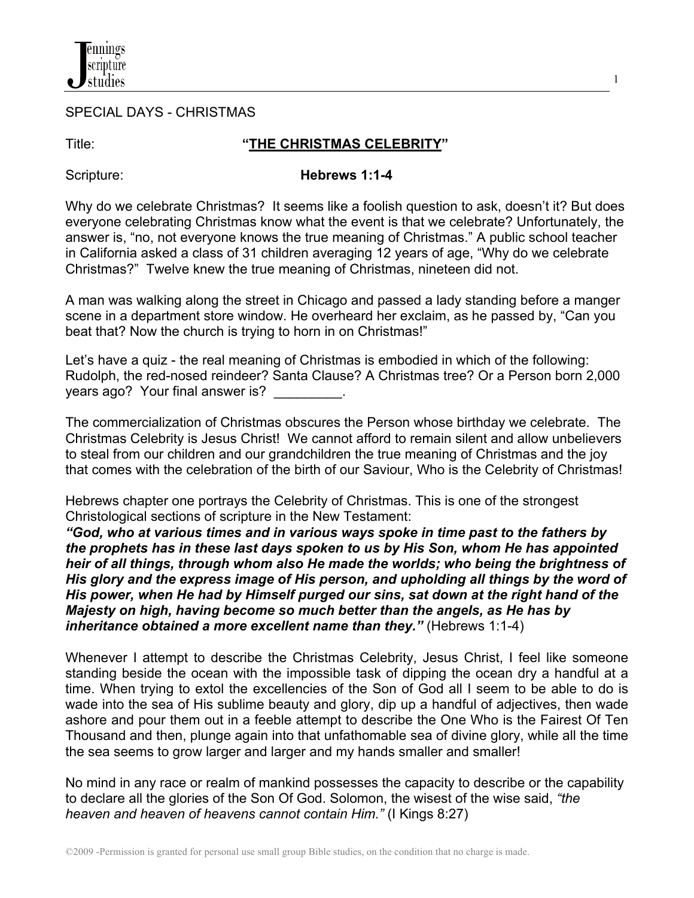SPECIAL DAYS - CHRISTMAS

Title: **"THE CHRISTMAS CELEBRITY"**

Scripture: **Hebrews 1:1-4**

Why do we celebrate Christmas? It seems like a foolish question to ask, doesn't it? But does everyone celebrating Christmas know what the event is that we celebrate? Unfortunately, the answer is, "no, not everyone knows the true meaning of Christmas." A public school teacher in California asked a class of 31 children averaging 12 years of age, "Why do we celebrate Christmas?" Twelve knew the true meaning of Christmas, nineteen did not.

A man was walking along the street in Chicago and passed a lady standing before a manger scene in a department store window. He overheard her exclaim, as he passed by, "Can you beat that? Now the church is trying to horn in on Christmas!"

Let's have a quiz - the real meaning of Christmas is embodied in which of the following: Rudolph, the red-nosed reindeer? Santa Clause? A Christmas tree? Or a Person born 2,000 years ago? Your final answer is? _________.

The commercialization of Christmas obscures the Person whose birthday we celebrate. The Christmas Celebrity is Jesus Christ! We cannot afford to remain silent and allow unbelievers to steal from our children and our grandchildren the true meaning of Christmas and the joy that comes with the celebration of the birth of our Saviour, Who is the Celebrity of Christmas!

Hebrews chapter one portrays the Celebrity of Christmas. This is one of the strongest Christological sections of scripture in the New Testament:
***"God, who at various times and in various ways spoke in time past to the fathers by the prophets has in these last days spoken to us by His Son, whom He has appointed heir of all things, through whom also He made the worlds; who being the brightness of His glory and the express image of His person, and upholding all things by the word of His power, when He had by Himself purged our sins, sat down at the right hand of the Majesty on high, having become so much better than the angels, as He has by inheritance obtained a more excellent name than they."*** (Hebrews 1:1-4)

Whenever I attempt to describe the Christmas Celebrity, Jesus Christ, I feel like someone standing beside the ocean with the impossible task of dipping the ocean dry a handful at a time. When trying to extol the excellencies of the Son of God all I seem to be able to do is wade into the sea of His sublime beauty and glory, dip up a handful of adjectives, then wade ashore and pour them out in a feeble attempt to describe the One Who is the Fairest Of Ten Thousand and then, plunge again into that unfathomable sea of divine glory, while all the time the sea seems to grow larger and larger and my hands smaller and smaller!

No mind in any race or realm of mankind possesses the capacity to describe or the capability to declare all the glories of the Son Of God. Solomon, the wisest of the wise said, *"the heaven and heaven of heavens cannot contain Him."* (I Kings 8:27)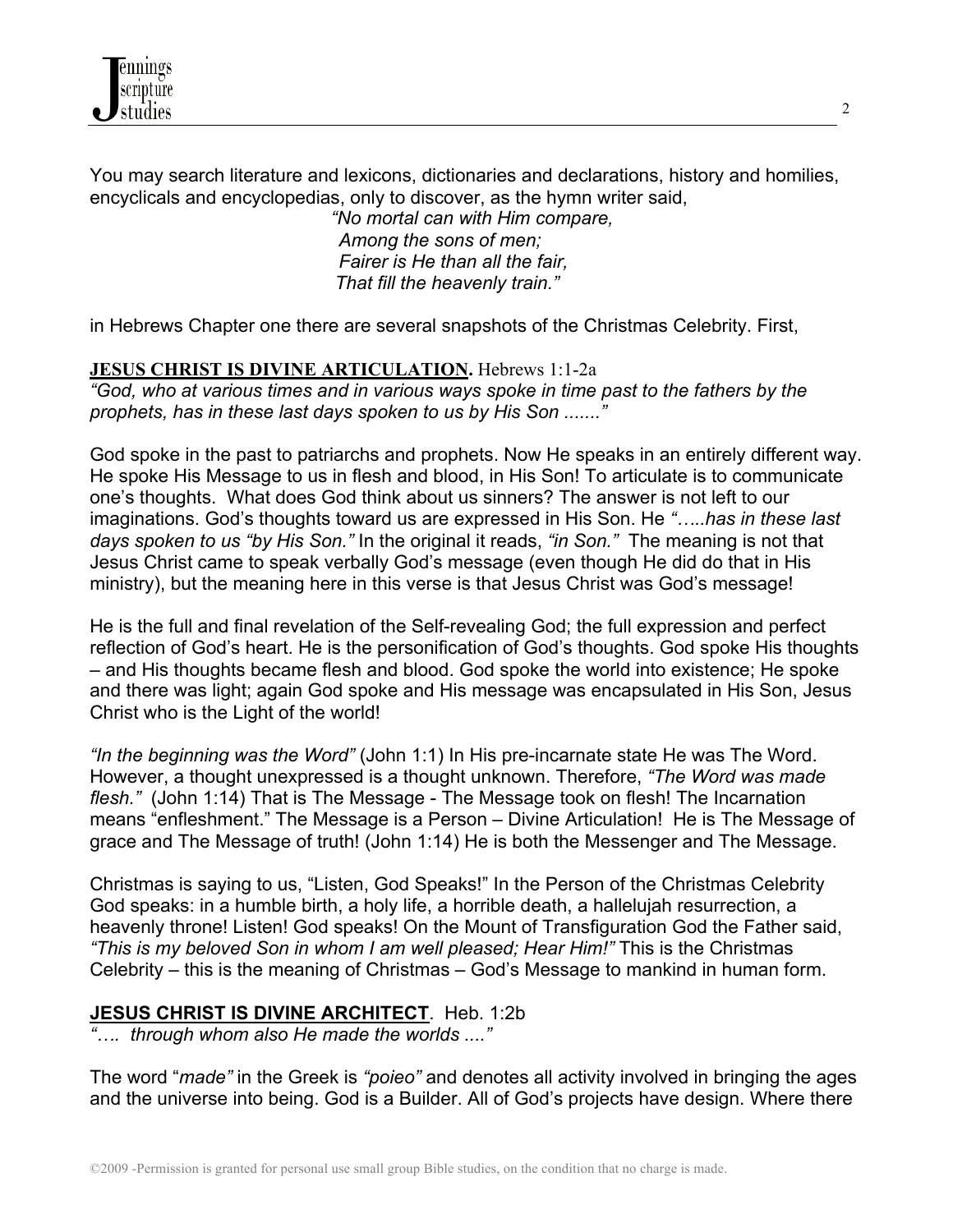You may search literature and lexicons, dictionaries and declarations, history and homilies, encyclicals and encyclopedias, only to discover, as the hymn writer said,

> *"No mortal can with Him compare,*
> *Among the sons of men;*
> *Fairer is He than all the fair,*
> *That fill the heavenly train."*

in Hebrews Chapter one there are several snapshots of the Christmas Celebrity. First,

**JESUS CHRIST IS DIVINE ARTICULATION.** Hebrews 1:1-2a
*"God, who at various times and in various ways spoke in time past to the fathers by the prophets, has in these last days spoken to us by His Son ......."*

God spoke in the past to patriarchs and prophets. Now He speaks in an entirely different way. He spoke His Message to us in flesh and blood, in His Son! To articulate is to communicate one's thoughts. What does God think about us sinners? The answer is not left to our imaginations. God's thoughts toward us are expressed in His Son. He *"…..has in these last days spoken to us "by His Son."* In the original it reads, *"in Son."* The meaning is not that Jesus Christ came to speak verbally God's message (even though He did do that in His ministry), but the meaning here in this verse is that Jesus Christ was God's message!

He is the full and final revelation of the Self-revealing God; the full expression and perfect reflection of God's heart. He is the personification of God's thoughts. God spoke His thoughts – and His thoughts became flesh and blood. God spoke the world into existence; He spoke and there was light; again God spoke and His message was encapsulated in His Son, Jesus Christ who is the Light of the world!

*"In the beginning was the Word"* (John 1:1) In His pre-incarnate state He was The Word. However, a thought unexpressed is a thought unknown. Therefore, *"The Word was made flesh."* (John 1:14) That is The Message - The Message took on flesh! The Incarnation means "enfleshment." The Message is a Person – Divine Articulation! He is The Message of grace and The Message of truth! (John 1:14) He is both the Messenger and The Message.

Christmas is saying to us, "Listen, God Speaks!" In the Person of the Christmas Celebrity God speaks: in a humble birth, a holy life, a horrible death, a hallelujah resurrection, a heavenly throne! Listen! God speaks! On the Mount of Transfiguration God the Father said, *"This is my beloved Son in whom I am well pleased; Hear Him!"* This is the Christmas Celebrity – this is the meaning of Christmas – God's Message to mankind in human form.

**JESUS CHRIST IS DIVINE ARCHITECT**. Heb. 1:2b
*"…. through whom also He made the worlds ...."*

The word "*made"* in the Greek is *"poieo"* and denotes all activity involved in bringing the ages and the universe into being. God is a Builder. All of God's projects have design. Where there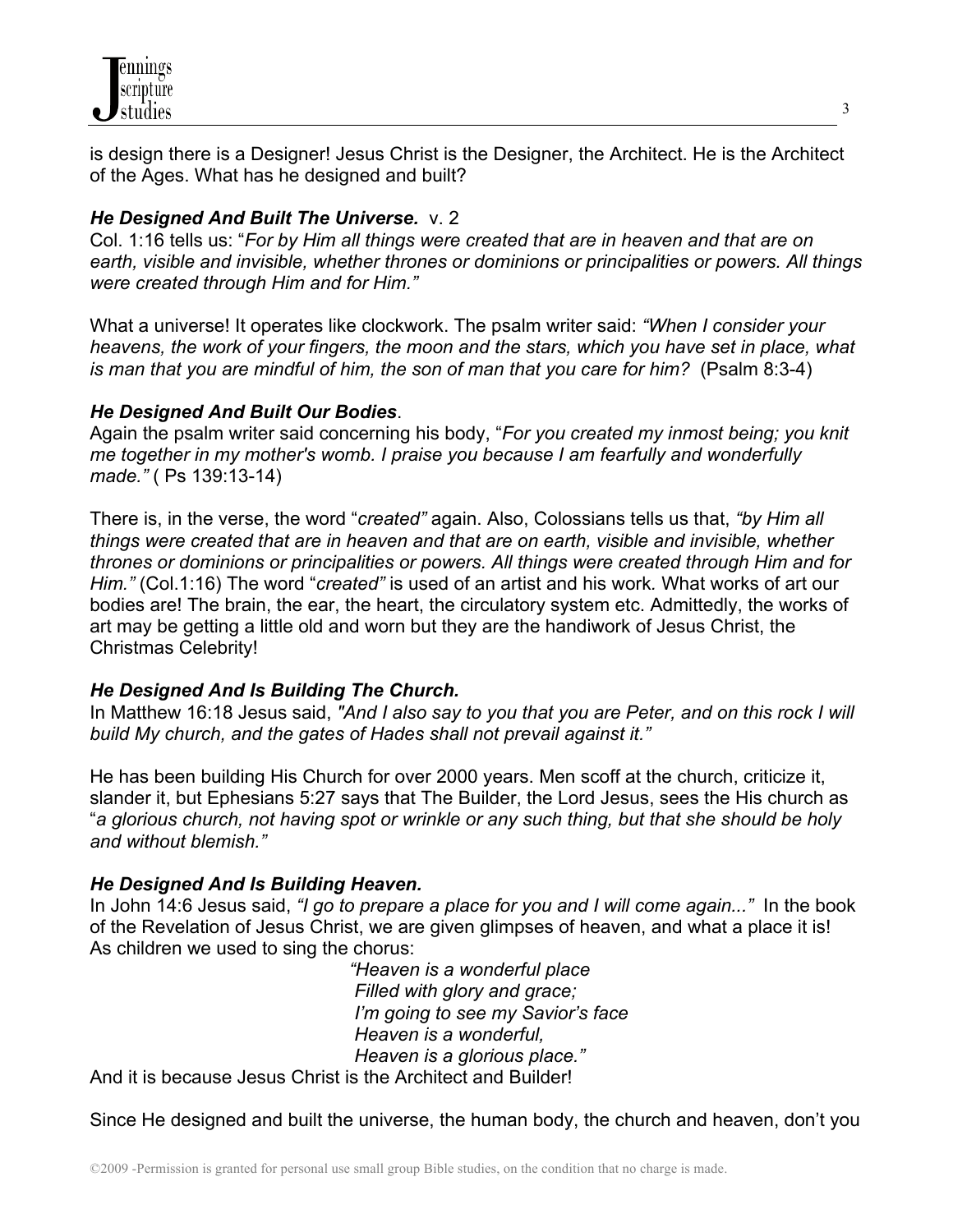is design there is a Designer! Jesus Christ is the Designer, the Architect. He is the Architect of the Ages. What has he designed and built?

***He Designed And Built The Universe.*** v. 2

Col. 1:16 tells us: "*For by Him all things were created that are in heaven and that are on earth, visible and invisible, whether thrones or dominions or principalities or powers. All things were created through Him and for Him."*

What a universe! It operates like clockwork. The psalm writer said: *"When I consider your heavens, the work of your fingers, the moon and the stars, which you have set in place, what is man that you are mindful of him, the son of man that you care for him?* (Psalm 8:3-4)

***He Designed And Built Our Bodies***.

Again the psalm writer said concerning his body, "*For you created my inmost being; you knit me together in my mother's womb. I praise you because I am fearfully and wonderfully made."* ( Ps 139:13-14)

There is, in the verse, the word "*created"* again. Also, Colossians tells us that, *"by Him all things were created that are in heaven and that are on earth, visible and invisible, whether thrones or dominions or principalities or powers. All things were created through Him and for Him."* (Col.1:16) The word "*created"* is used of an artist and his work. What works of art our bodies are! The brain, the ear, the heart, the circulatory system etc. Admittedly, the works of art may be getting a little old and worn but they are the handiwork of Jesus Christ, the Christmas Celebrity!

***He Designed And Is Building The Church.***

In Matthew 16:18 Jesus said, *"And I also say to you that you are Peter, and on this rock I will build My church, and the gates of Hades shall not prevail against it."*

He has been building His Church for over 2000 years. Men scoff at the church, criticize it, slander it, but Ephesians 5:27 says that The Builder, the Lord Jesus, sees the His church as "*a glorious church, not having spot or wrinkle or any such thing, but that she should be holy and without blemish."*

***He Designed And Is Building Heaven.***

In John 14:6 Jesus said, *"I go to prepare a place for you and I will come again..."* In the book of the Revelation of Jesus Christ, we are given glimpses of heaven, and what a place it is! As children we used to sing the chorus:

> *"Heaven is a wonderful place*
> *Filled with glory and grace;*
> *I'm going to see my Savior's face*
> *Heaven is a wonderful,*
> *Heaven is a glorious place."*

And it is because Jesus Christ is the Architect and Builder!

Since He designed and built the universe, the human body, the church and heaven, don't you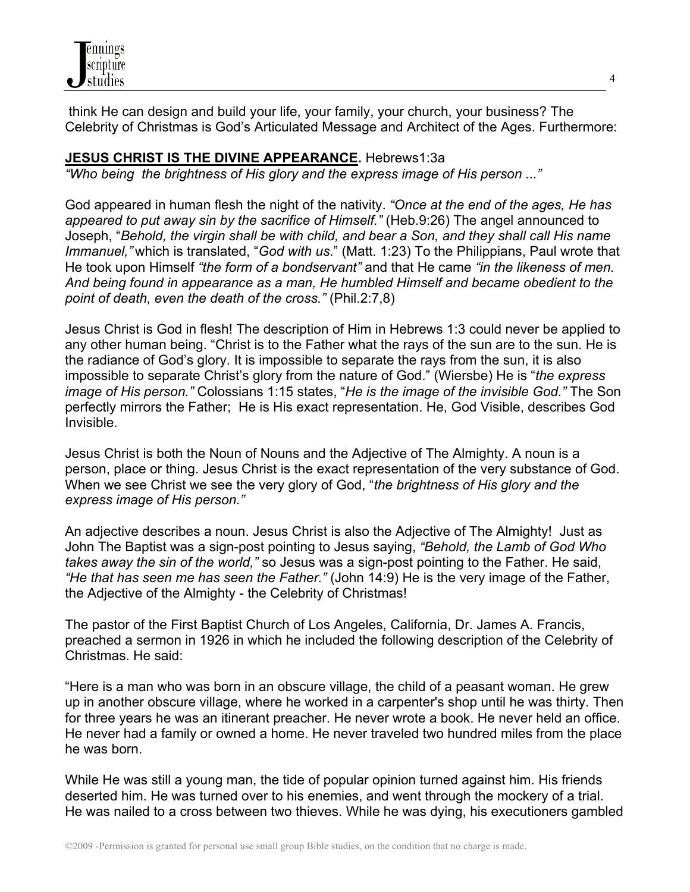think He can design and build your life, your family, your church, your business? The Celebrity of Christmas is God's Articulated Message and Architect of the Ages. Furthermore:

**JESUS CHRIST IS THE DIVINE APPEARANCE.** Hebrews1:3a
*"Who being the brightness of His glory and the express image of His person ..."*

God appeared in human flesh the night of the nativity. *"Once at the end of the ages, He has appeared to put away sin by the sacrifice of Himself."* (Heb.9:26) The angel announced to Joseph, "*Behold, the virgin shall be with child, and bear a Son, and they shall call His name Immanuel,"* which is translated, "*God with us*." (Matt. 1:23) To the Philippians, Paul wrote that He took upon Himself *"the form of a bondservant"* and that He came *"in the likeness of men. And being found in appearance as a man, He humbled Himself and became obedient to the point of death, even the death of the cross."* (Phil.2:7,8)

Jesus Christ is God in flesh! The description of Him in Hebrews 1:3 could never be applied to any other human being. "Christ is to the Father what the rays of the sun are to the sun. He is the radiance of God's glory. It is impossible to separate the rays from the sun, it is also impossible to separate Christ's glory from the nature of God." (Wiersbe) He is "*the express image of His person."* Colossians 1:15 states, "*He is the image of the invisible God."* The Son perfectly mirrors the Father; He is His exact representation. He, God Visible, describes God Invisible.

Jesus Christ is both the Noun of Nouns and the Adjective of The Almighty. A noun is a person, place or thing. Jesus Christ is the exact representation of the very substance of God. When we see Christ we see the very glory of God, "*the brightness of His glory and the express image of His person."*

An adjective describes a noun. Jesus Christ is also the Adjective of The Almighty! Just as John The Baptist was a sign-post pointing to Jesus saying, *"Behold, the Lamb of God Who takes away the sin of the world,"* so Jesus was a sign-post pointing to the Father. He said, *"He that has seen me has seen the Father."* (John 14:9) He is the very image of the Father, the Adjective of the Almighty - the Celebrity of Christmas!

The pastor of the First Baptist Church of Los Angeles, California, Dr. James A. Francis, preached a sermon in 1926 in which he included the following description of the Celebrity of Christmas. He said:

"Here is a man who was born in an obscure village, the child of a peasant woman. He grew up in another obscure village, where he worked in a carpenter's shop until he was thirty. Then for three years he was an itinerant preacher. He never wrote a book. He never held an office. He never had a family or owned a home. He never traveled two hundred miles from the place he was born.

While He was still a young man, the tide of popular opinion turned against him. His friends deserted him. He was turned over to his enemies, and went through the mockery of a trial. He was nailed to a cross between two thieves. While he was dying, his executioners gambled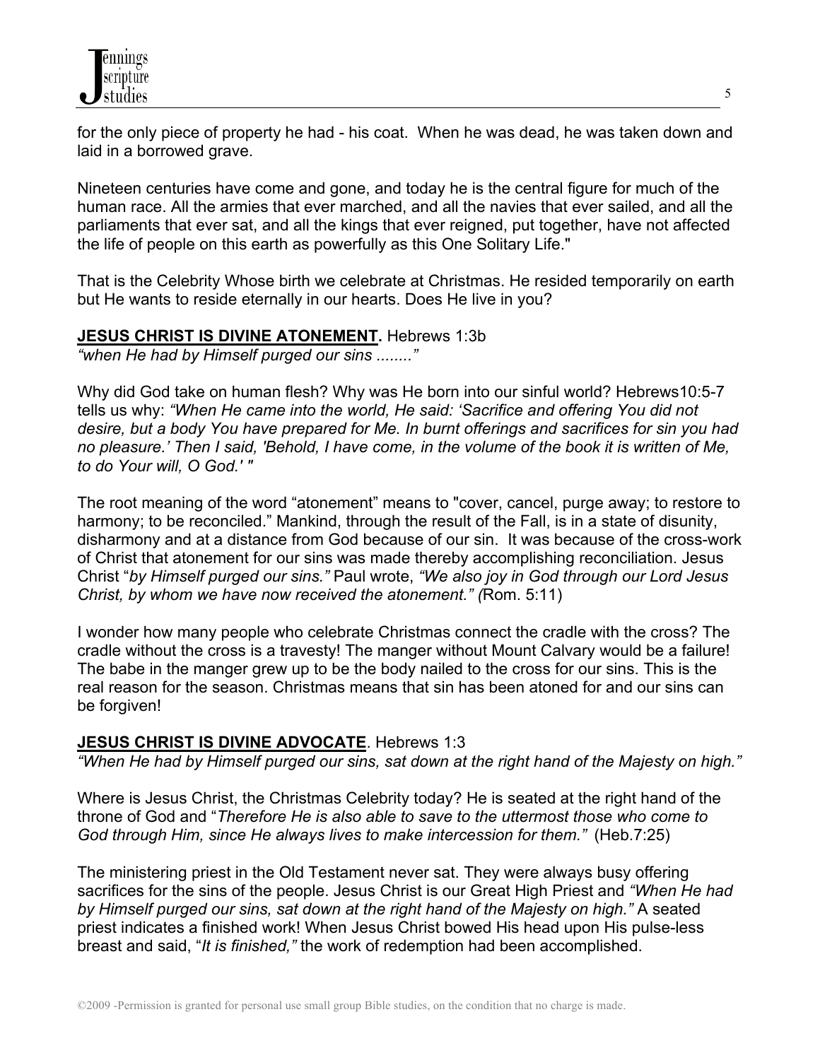for the only piece of property he had - his coat. When he was dead, he was taken down and laid in a borrowed grave.

Nineteen centuries have come and gone, and today he is the central figure for much of the human race. All the armies that ever marched, and all the navies that ever sailed, and all the parliaments that ever sat, and all the kings that ever reigned, put together, have not affected the life of people on this earth as powerfully as this One Solitary Life."

That is the Celebrity Whose birth we celebrate at Christmas. He resided temporarily on earth but He wants to reside eternally in our hearts. Does He live in you?

**JESUS CHRIST IS DIVINE ATONEMENT.** Hebrews 1:3b
*"when He had by Himself purged our sins ........"*

Why did God take on human flesh? Why was He born into our sinful world? Hebrews10:5-7 tells us why: *"When He came into the world, He said: 'Sacrifice and offering You did not desire, but a body You have prepared for Me. In burnt offerings and sacrifices for sin you had no pleasure.' Then I said, 'Behold, I have come, in the volume of the book it is written of Me, to do Your will, O God.' "*

The root meaning of the word "atonement" means to "cover, cancel, purge away; to restore to harmony; to be reconciled." Mankind, through the result of the Fall, is in a state of disunity, disharmony and at a distance from God because of our sin. It was because of the cross-work of Christ that atonement for our sins was made thereby accomplishing reconciliation. Jesus Christ "*by Himself purged our sins."* Paul wrote, *"We also joy in God through our Lord Jesus Christ, by whom we have now received the atonement." (*Rom. 5:11)

I wonder how many people who celebrate Christmas connect the cradle with the cross? The cradle without the cross is a travesty! The manger without Mount Calvary would be a failure! The babe in the manger grew up to be the body nailed to the cross for our sins. This is the real reason for the season. Christmas means that sin has been atoned for and our sins can be forgiven!

**JESUS CHRIST IS DIVINE ADVOCATE**. Hebrews 1:3
*"When He had by Himself purged our sins, sat down at the right hand of the Majesty on high."*

Where is Jesus Christ, the Christmas Celebrity today? He is seated at the right hand of the throne of God and "*Therefore He is also able to save to the uttermost those who come to God through Him, since He always lives to make intercession for them."* (Heb.7:25)

The ministering priest in the Old Testament never sat. They were always busy offering sacrifices for the sins of the people. Jesus Christ is our Great High Priest and *"When He had by Himself purged our sins, sat down at the right hand of the Majesty on high."* A seated priest indicates a finished work! When Jesus Christ bowed His head upon His pulse-less breast and said, "*It is finished,"* the work of redemption had been accomplished.

©2009 -Permission is granted for personal use small group Bible studies, on the condition that no charge is made.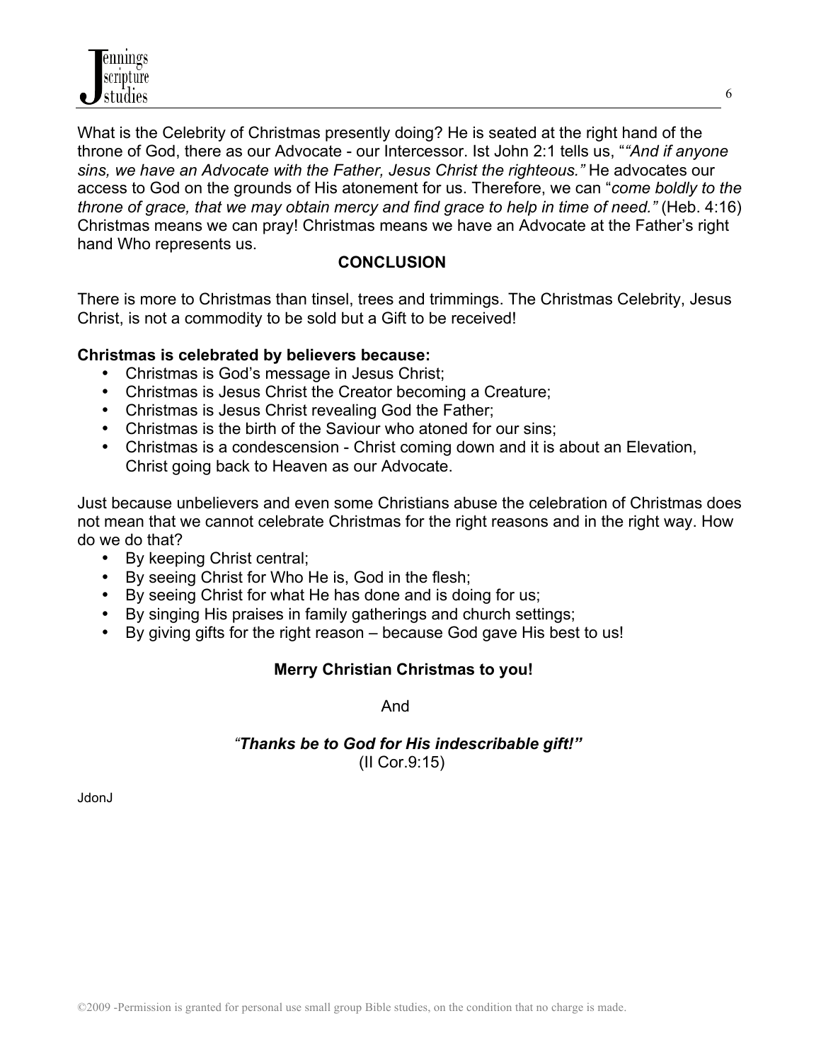What is the Celebrity of Christmas presently doing? He is seated at the right hand of the throne of God, there as our Advocate - our Intercessor. Ist John 2:1 tells us, "*"And if anyone sins, we have an Advocate with the Father, Jesus Christ the righteous."* He advocates our access to God on the grounds of His atonement for us. Therefore, we can "*come boldly to the throne of grace, that we may obtain mercy and find grace to help in time of need."* (Heb. 4:16) Christmas means we can pray! Christmas means we have an Advocate at the Father's right hand Who represents us.

## CONCLUSION

There is more to Christmas than tinsel, trees and trimmings. The Christmas Celebrity, Jesus Christ, is not a commodity to be sold but a Gift to be received!

**Christmas is celebrated by believers because:**

- Christmas is God's message in Jesus Christ;
- Christmas is Jesus Christ the Creator becoming a Creature;
- Christmas is Jesus Christ revealing God the Father;
- Christmas is the birth of the Saviour who atoned for our sins;
- Christmas is a condescension - Christ coming down and it is about an Elevation, Christ going back to Heaven as our Advocate.

Just because unbelievers and even some Christians abuse the celebration of Christmas does not mean that we cannot celebrate Christmas for the right reasons and in the right way. How do we do that?

- By keeping Christ central;
- By seeing Christ for Who He is, God in the flesh;
- By seeing Christ for what He has done and is doing for us;
- By singing His praises in family gatherings and church settings;
- By giving gifts for the right reason – because God gave His best to us!

**Merry Christian Christmas to you!**

And

***"Thanks be to God for His indescribable gift!"***
(II Cor.9:15)

JdonJ

©2009 -Permission is granted for personal use small group Bible studies, on the condition that no charge is made.